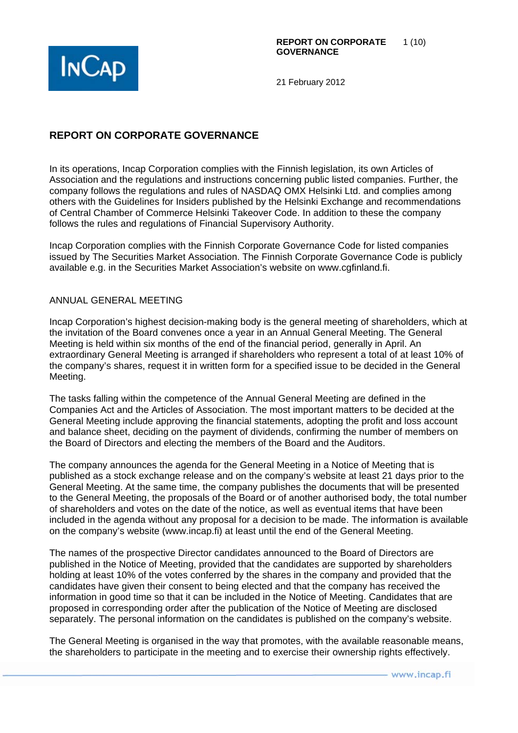# REPORT ON CORPORATE GOVERNANCE

21 February 2012

## REPORT ON CORPORATE GOVERNANCE

In its operations, Incap Corporation complies with the Finnish legislation, its own Articles of Association and the regulations and instructions concerning public listed companies. Further, the company follows the regulations and rules of NASDAQ OMX Helsinki Ltd. and complies among others with the Guidelines for Insiders published by the Helsinki Exchange and recommendations of Central Chamber of Commerce Helsinki Takeover Code. In addition to these the company follows the rules and regulations of Financial Supervisory Authority.

Incap Corporation complies with the Finnish Corporate Governance Code for listed companies issued by The Securities Market Association. The Finnish Corporate Governance Code is publicly available e.g. in the Securities Market Association's website on www.cgfinland.fi.

### ANNUAL GENERAL MEETING

Incap Corporation's highest decision-making body is the general meeting of shareholders, which at the invitation of the Board convenes once a year in an Annual General Meeting. The General Meeting is held within six months of the end of the financial period, generally in April. An extraordinary General Meeting is arranged if shareholders who represent a total of at least 10% of the company's shares, request it in written form for a specified issue to be decided in the General Meeting.

The tasks falling within the competence of the Annual General Meeting are defined in the Companies Act and the Articles of Association. The most important matters to be decided at the General Meeting include approving the financial statements, adopting the profit and loss account and balance sheet, deciding on the payment of dividends, confirming the number of members on the Board of Directors and electing the members of the Board and the Auditors.

The company announces the agenda for the General Meeting in a Notice of Meeting that is published as a stock exchange release and on the company's website at least 21 days prior to the General Meeting. At the same time, the company publishes the documents that will be presented to the General Meeting, the proposals of the Board or of another authorised body, the total number of shareholders and votes on the date of the notice, as well as eventual items that have been included in the agenda without any proposal for a decision to be made. The information is available on the company's website (www.incap.fi) at least until the end of the General Meeting.

The names of the prospective Director candidates announced to the Board of Directors are published in the Notice of Meeting, provided that the candidates are supported by shareholders holding at least 10% of the votes conferred by the shares in the company and provided that the candidates have given their consent to being elected and that the company has received the information in good time so that it can be included in the Notice of Meeting. Candidates that are proposed in corresponding order after the publication of the Notice of Meeting are disclosed separately. The personal information on the candidates is published on the company's website.

The General Meeting is organised in the way that promotes, with the available reasonable means, the shareholders to participate in the meeting and to exercise their ownership rights effectively.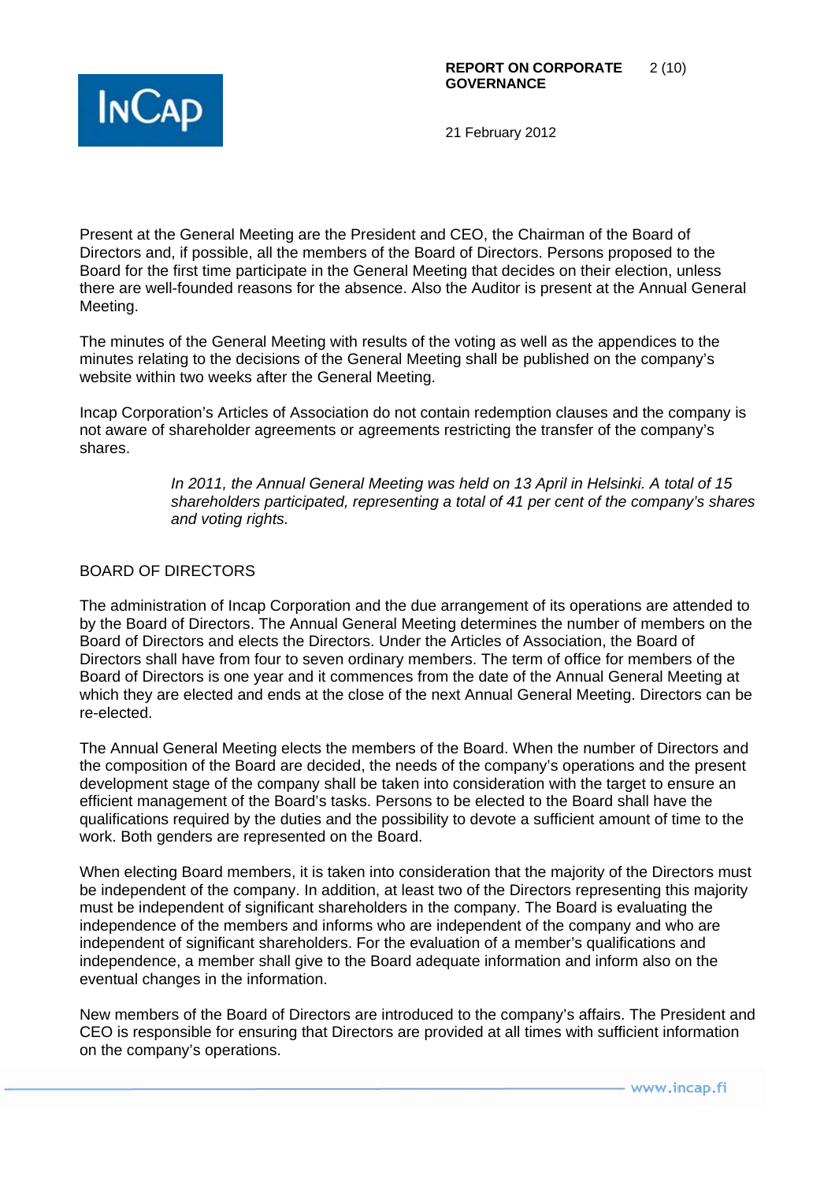Present at the General Meeting are the President and CEO, the Chairman of the Board of Directors and, if possible, all the members of the Board of Directors. Persons proposed to the Board for the first time participate in the General Meeting that decides on their election, unless there are well-founded reasons for the absence. Also the Auditor is present at the Annual General Meeting.

The minutes of the General Meeting with results of the voting as well as the appendices to the minutes relating to the decisions of the General Meeting shall be published on the company's website within two weeks after the General Meeting.

Incap Corporation's Articles of Association do not contain redemption clauses and the company is not aware of shareholder agreements or agreements restricting the transfer of the company's shares.

> *In 2011, the Annual General Meeting was held on 13 April in Helsinki. A total of 15 shareholders participated, representing a total of 41 per cent of the company's shares and voting rights.*

## BOARD OF DIRECTORS

The administration of Incap Corporation and the due arrangement of its operations are attended to by the Board of Directors. The Annual General Meeting determines the number of members on the Board of Directors and elects the Directors. Under the Articles of Association, the Board of Directors shall have from four to seven ordinary members. The term of office for members of the Board of Directors is one year and it commences from the date of the Annual General Meeting at which they are elected and ends at the close of the next Annual General Meeting. Directors can be re-elected.

The Annual General Meeting elects the members of the Board. When the number of Directors and the composition of the Board are decided, the needs of the company's operations and the present development stage of the company shall be taken into consideration with the target to ensure an efficient management of the Board's tasks. Persons to be elected to the Board shall have the qualifications required by the duties and the possibility to devote a sufficient amount of time to the work. Both genders are represented on the Board.

When electing Board members, it is taken into consideration that the majority of the Directors must be independent of the company. In addition, at least two of the Directors representing this majority must be independent of significant shareholders in the company. The Board is evaluating the independence of the members and informs who are independent of the company and who are independent of significant shareholders. For the evaluation of a member's qualifications and independence, a member shall give to the Board adequate information and inform also on the eventual changes in the information.

New members of the Board of Directors are introduced to the company's affairs. The President and CEO is responsible for ensuring that Directors are provided at all times with sufficient information on the company's operations.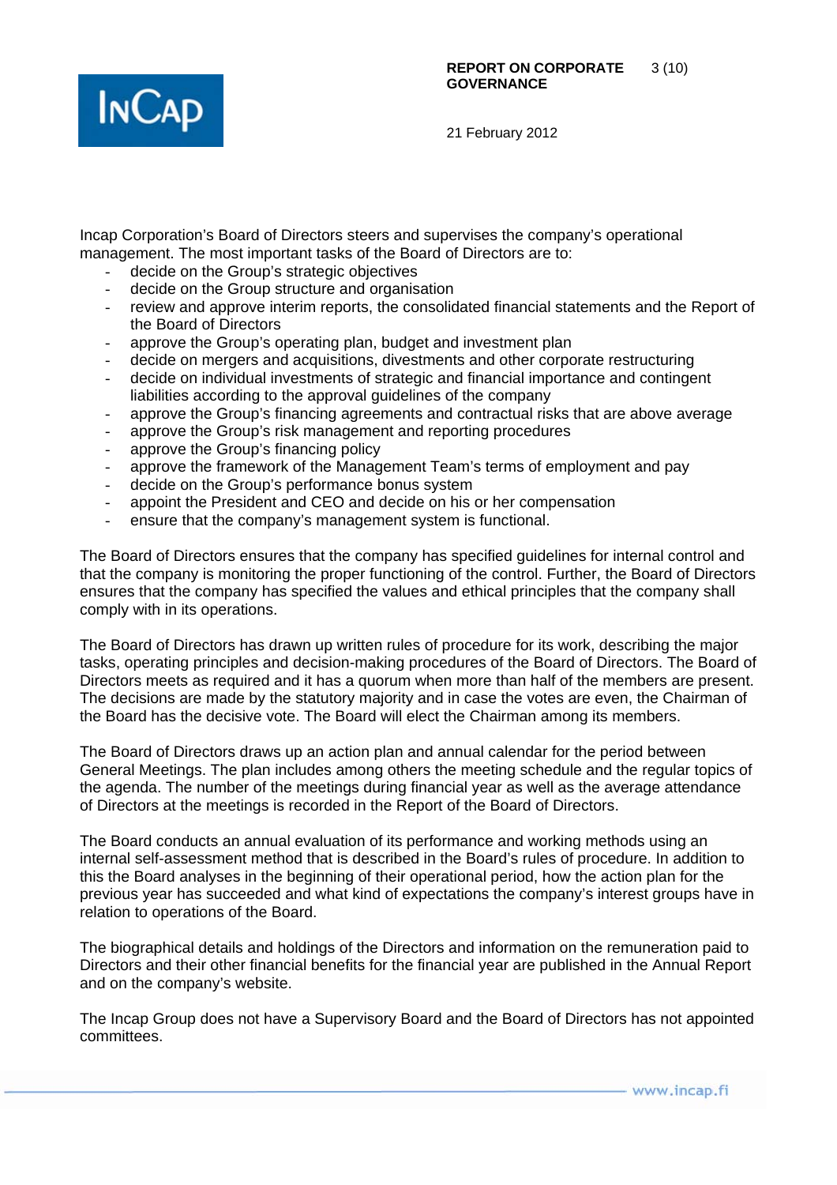Incap Corporation's Board of Directors steers and supervises the company's operational management. The most important tasks of the Board of Directors are to:

- decide on the Group's strategic objectives
- decide on the Group structure and organisation
- review and approve interim reports, the consolidated financial statements and the Report of the Board of Directors
- approve the Group's operating plan, budget and investment plan
- decide on mergers and acquisitions, divestments and other corporate restructuring
- decide on individual investments of strategic and financial importance and contingent liabilities according to the approval guidelines of the company
- approve the Group's financing agreements and contractual risks that are above average
- approve the Group's risk management and reporting procedures
- approve the Group's financing policy
- approve the framework of the Management Team's terms of employment and pay
- decide on the Group's performance bonus system
- appoint the President and CEO and decide on his or her compensation
- ensure that the company's management system is functional.

The Board of Directors ensures that the company has specified guidelines for internal control and that the company is monitoring the proper functioning of the control. Further, the Board of Directors ensures that the company has specified the values and ethical principles that the company shall comply with in its operations.

The Board of Directors has drawn up written rules of procedure for its work, describing the major tasks, operating principles and decision-making procedures of the Board of Directors. The Board of Directors meets as required and it has a quorum when more than half of the members are present. The decisions are made by the statutory majority and in case the votes are even, the Chairman of the Board has the decisive vote. The Board will elect the Chairman among its members.

The Board of Directors draws up an action plan and annual calendar for the period between General Meetings. The plan includes among others the meeting schedule and the regular topics of the agenda. The number of the meetings during financial year as well as the average attendance of Directors at the meetings is recorded in the Report of the Board of Directors.

The Board conducts an annual evaluation of its performance and working methods using an internal self-assessment method that is described in the Board's rules of procedure. In addition to this the Board analyses in the beginning of their operational period, how the action plan for the previous year has succeeded and what kind of expectations the company's interest groups have in relation to operations of the Board.

The biographical details and holdings of the Directors and information on the remuneration paid to Directors and their other financial benefits for the financial year are published in the Annual Report and on the company's website.

The Incap Group does not have a Supervisory Board and the Board of Directors has not appointed committees.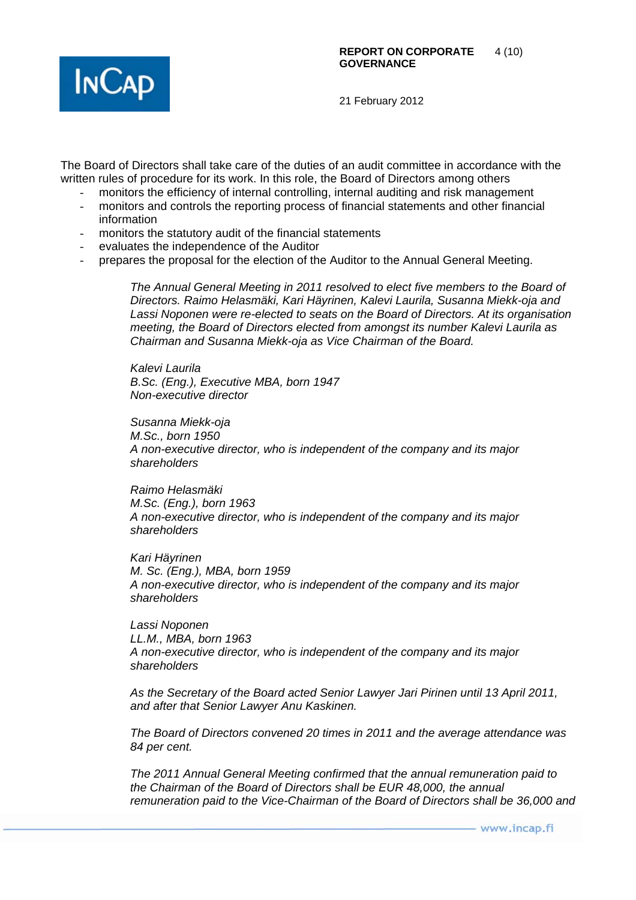The Board of Directors shall take care of the duties of an audit committee in accordance with the written rules of procedure for its work. In this role, the Board of Directors among others

- monitors the efficiency of internal controlling, internal auditing and risk management
- monitors and controls the reporting process of financial statements and other financial information
- monitors the statutory audit of the financial statements
- evaluates the independence of the Auditor
- prepares the proposal for the election of the Auditor to the Annual General Meeting.

*The Annual General Meeting in 2011 resolved to elect five members to the Board of Directors. Raimo Helasmäki, Kari Häyrinen, Kalevi Laurila, Susanna Miekk-oja and Lassi Noponen were re-elected to seats on the Board of Directors. At its organisation meeting, the Board of Directors elected from amongst its number Kalevi Laurila as Chairman and Susanna Miekk-oja as Vice Chairman of the Board.*

*Kalevi Laurila*
*B.Sc. (Eng.), Executive MBA, born 1947*
*Non-executive director*

*Susanna Miekk-oja*
*M.Sc., born 1950*
*A non-executive director, who is independent of the company and its major shareholders*

*Raimo Helasmäki*
*M.Sc. (Eng.), born 1963*
*A non-executive director, who is independent of the company and its major shareholders*

*Kari Häyrinen*
*M. Sc. (Eng.), MBA, born 1959*
*A non-executive director, who is independent of the company and its major shareholders*

*Lassi Noponen*
*LL.M., MBA, born 1963*
*A non-executive director, who is independent of the company and its major shareholders*

*As the Secretary of the Board acted Senior Lawyer Jari Pirinen until 13 April 2011, and after that Senior Lawyer Anu Kaskinen.*

*The Board of Directors convened 20 times in 2011 and the average attendance was 84 per cent.*

*The 2011 Annual General Meeting confirmed that the annual remuneration paid to the Chairman of the Board of Directors shall be EUR 48,000, the annual remuneration paid to the Vice-Chairman of the Board of Directors shall be 36,000 and*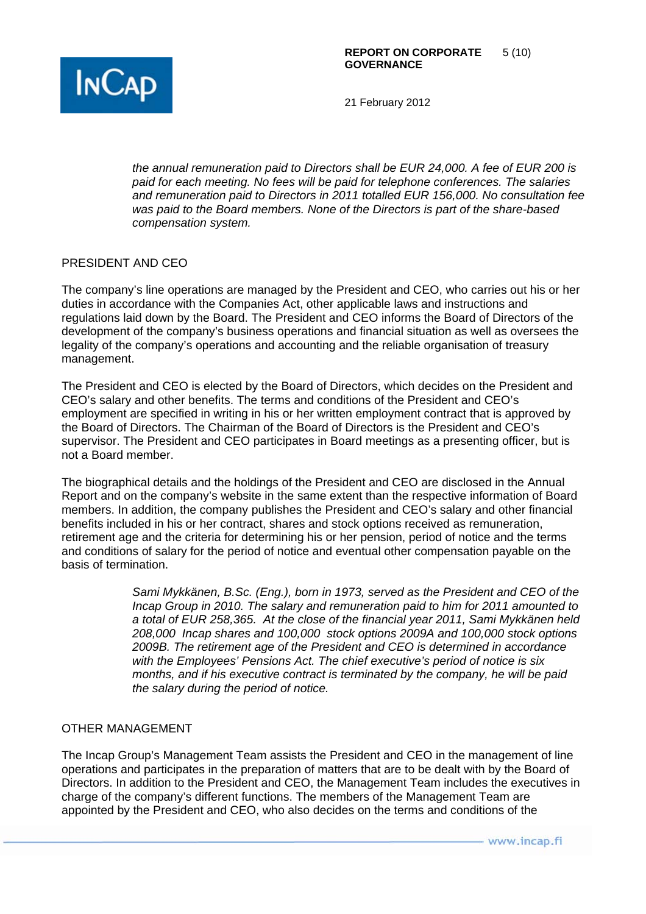*the annual remuneration paid to Directors shall be EUR 24,000. A fee of EUR 200 is paid for each meeting. No fees will be paid for telephone conferences. The salaries and remuneration paid to Directors in 2011 totalled EUR 156,000. No consultation fee was paid to the Board members. None of the Directors is part of the share-based compensation system.*

## PRESIDENT AND CEO

The company's line operations are managed by the President and CEO, who carries out his or her duties in accordance with the Companies Act, other applicable laws and instructions and regulations laid down by the Board. The President and CEO informs the Board of Directors of the development of the company's business operations and financial situation as well as oversees the legality of the company's operations and accounting and the reliable organisation of treasury management.

The President and CEO is elected by the Board of Directors, which decides on the President and CEO's salary and other benefits. The terms and conditions of the President and CEO's employment are specified in writing in his or her written employment contract that is approved by the Board of Directors. The Chairman of the Board of Directors is the President and CEO's supervisor. The President and CEO participates in Board meetings as a presenting officer, but is not a Board member.

The biographical details and the holdings of the President and CEO are disclosed in the Annual Report and on the company's website in the same extent than the respective information of Board members. In addition, the company publishes the President and CEO's salary and other financial benefits included in his or her contract, shares and stock options received as remuneration, retirement age and the criteria for determining his or her pension, period of notice and the terms and conditions of salary for the period of notice and eventual other compensation payable on the basis of termination.

*Sami Mykkänen, B.Sc. (Eng.), born in 1973, served as the President and CEO of the Incap Group in 2010. The salary and remuneration paid to him for 2011 amounted to a total of EUR 258,365. At the close of the financial year 2011, Sami Mykkänen held 208,000 Incap shares and 100,000 stock options 2009A and 100,000 stock options 2009B. The retirement age of the President and CEO is determined in accordance with the Employees' Pensions Act. The chief executive's period of notice is six months, and if his executive contract is terminated by the company, he will be paid the salary during the period of notice.*

## OTHER MANAGEMENT

The Incap Group's Management Team assists the President and CEO in the management of line operations and participates in the preparation of matters that are to be dealt with by the Board of Directors. In addition to the President and CEO, the Management Team includes the executives in charge of the company's different functions. The members of the Management Team are appointed by the President and CEO, who also decides on the terms and conditions of the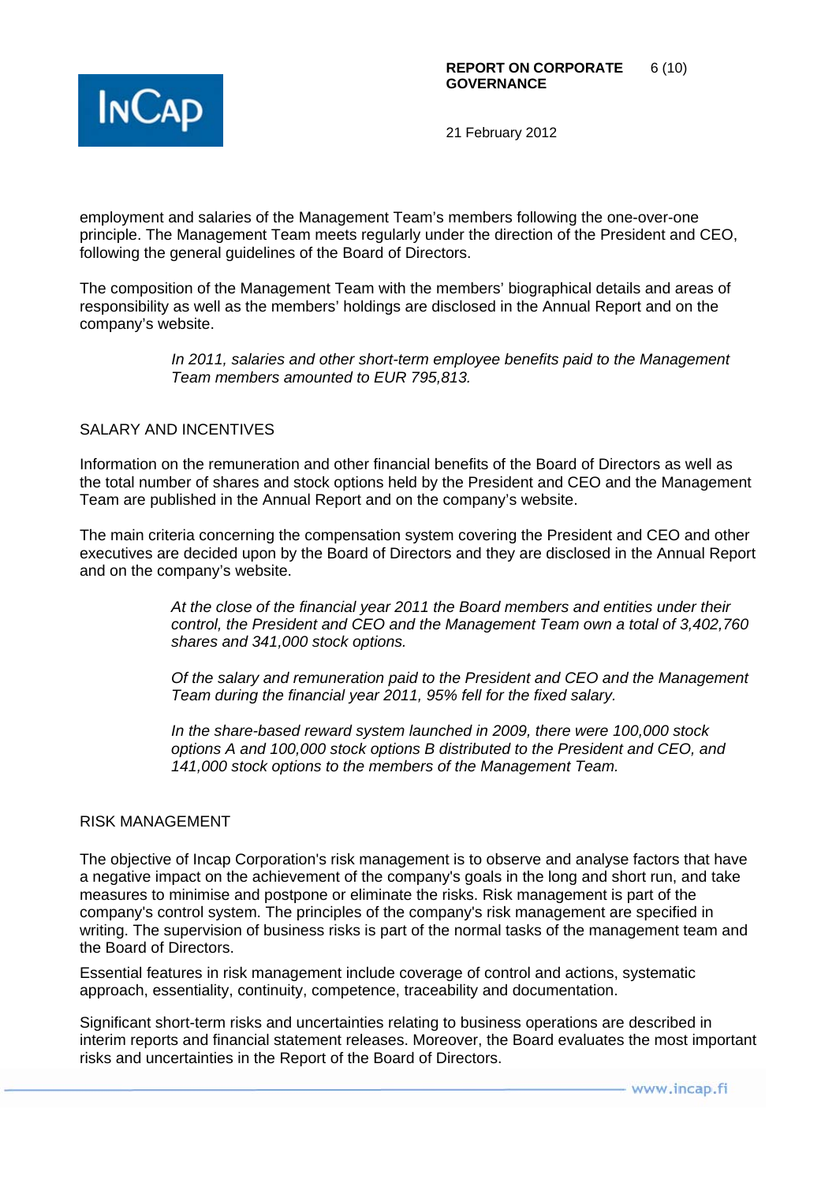employment and salaries of the Management Team's members following the one-over-one principle. The Management Team meets regularly under the direction of the President and CEO, following the general guidelines of the Board of Directors.

The composition of the Management Team with the members' biographical details and areas of responsibility as well as the members' holdings are disclosed in the Annual Report and on the company's website.

> *In 2011, salaries and other short-term employee benefits paid to the Management Team members amounted to EUR 795,813.*

## SALARY AND INCENTIVES

Information on the remuneration and other financial benefits of the Board of Directors as well as the total number of shares and stock options held by the President and CEO and the Management Team are published in the Annual Report and on the company's website.

The main criteria concerning the compensation system covering the President and CEO and other executives are decided upon by the Board of Directors and they are disclosed in the Annual Report and on the company's website.

> *At the close of the financial year 2011 the Board members and entities under their control, the President and CEO and the Management Team own a total of 3,402,760 shares and 341,000 stock options.*
>
> *Of the salary and remuneration paid to the President and CEO and the Management Team during the financial year 2011, 95% fell for the fixed salary.*
>
> *In the share-based reward system launched in 2009, there were 100,000 stock options A and 100,000 stock options B distributed to the President and CEO, and 141,000 stock options to the members of the Management Team.*

## RISK MANAGEMENT

The objective of Incap Corporation's risk management is to observe and analyse factors that have a negative impact on the achievement of the company's goals in the long and short run, and take measures to minimise and postpone or eliminate the risks. Risk management is part of the company's control system. The principles of the company's risk management are specified in writing. The supervision of business risks is part of the normal tasks of the management team and the Board of Directors.

Essential features in risk management include coverage of control and actions, systematic approach, essentiality, continuity, competence, traceability and documentation.

Significant short-term risks and uncertainties relating to business operations are described in interim reports and financial statement releases. Moreover, the Board evaluates the most important risks and uncertainties in the Report of the Board of Directors.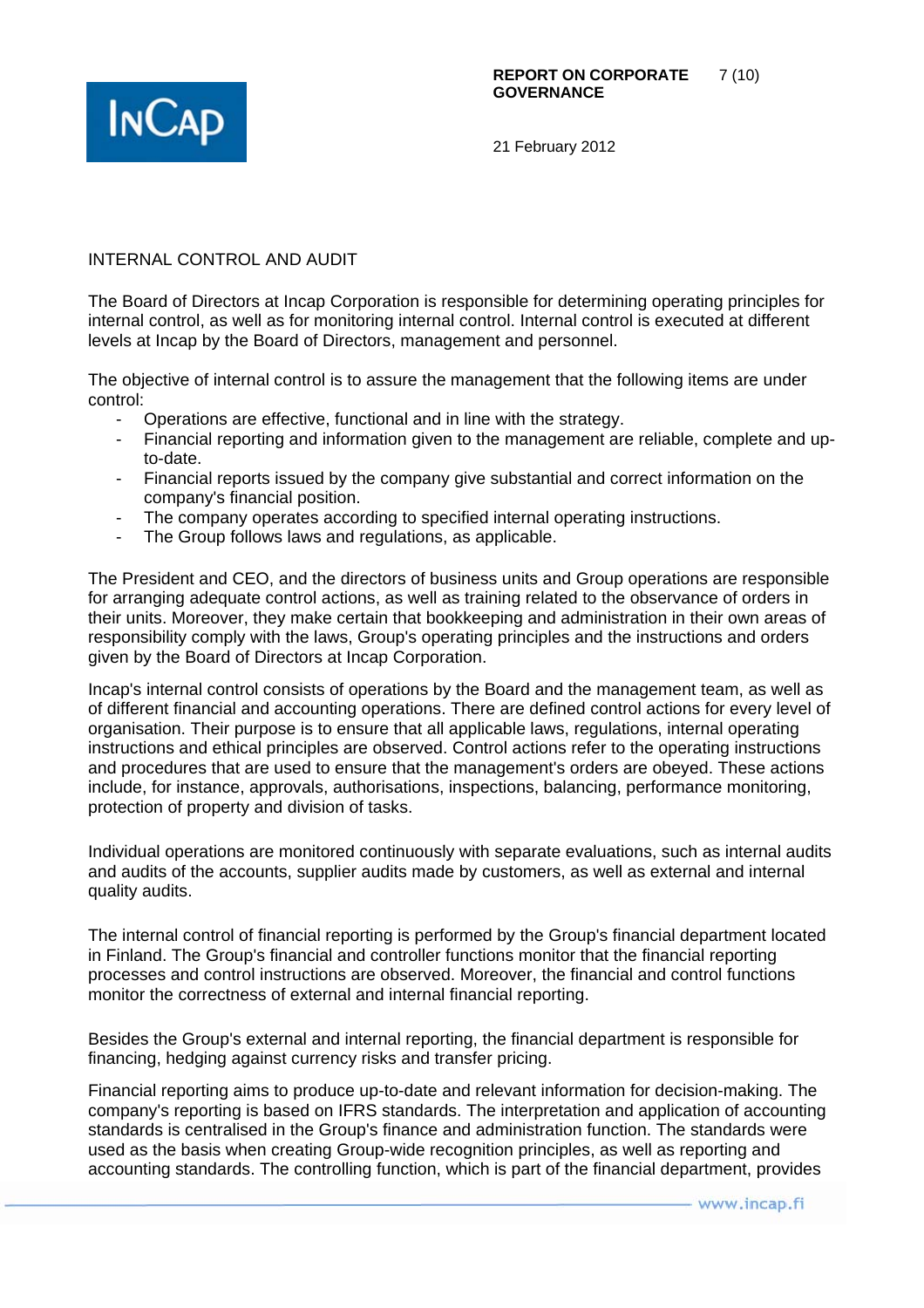## INTERNAL CONTROL AND AUDIT

The Board of Directors at Incap Corporation is responsible for determining operating principles for internal control, as well as for monitoring internal control. Internal control is executed at different levels at Incap by the Board of Directors, management and personnel.

The objective of internal control is to assure the management that the following items are under control:

- Operations are effective, functional and in line with the strategy.
- Financial reporting and information given to the management are reliable, complete and up-to-date.
- Financial reports issued by the company give substantial and correct information on the company's financial position.
- The company operates according to specified internal operating instructions.
- The Group follows laws and regulations, as applicable.

The President and CEO, and the directors of business units and Group operations are responsible for arranging adequate control actions, as well as training related to the observance of orders in their units. Moreover, they make certain that bookkeeping and administration in their own areas of responsibility comply with the laws, Group's operating principles and the instructions and orders given by the Board of Directors at Incap Corporation.

Incap's internal control consists of operations by the Board and the management team, as well as of different financial and accounting operations. There are defined control actions for every level of organisation. Their purpose is to ensure that all applicable laws, regulations, internal operating instructions and ethical principles are observed. Control actions refer to the operating instructions and procedures that are used to ensure that the management's orders are obeyed. These actions include, for instance, approvals, authorisations, inspections, balancing, performance monitoring, protection of property and division of tasks.

Individual operations are monitored continuously with separate evaluations, such as internal audits and audits of the accounts, supplier audits made by customers, as well as external and internal quality audits.

The internal control of financial reporting is performed by the Group's financial department located in Finland. The Group's financial and controller functions monitor that the financial reporting processes and control instructions are observed. Moreover, the financial and control functions monitor the correctness of external and internal financial reporting.

Besides the Group's external and internal reporting, the financial department is responsible for financing, hedging against currency risks and transfer pricing.

Financial reporting aims to produce up-to-date and relevant information for decision-making. The company's reporting is based on IFRS standards. The interpretation and application of accounting standards is centralised in the Group's finance and administration function. The standards were used as the basis when creating Group-wide recognition principles, as well as reporting and accounting standards. The controlling function, which is part of the financial department, provides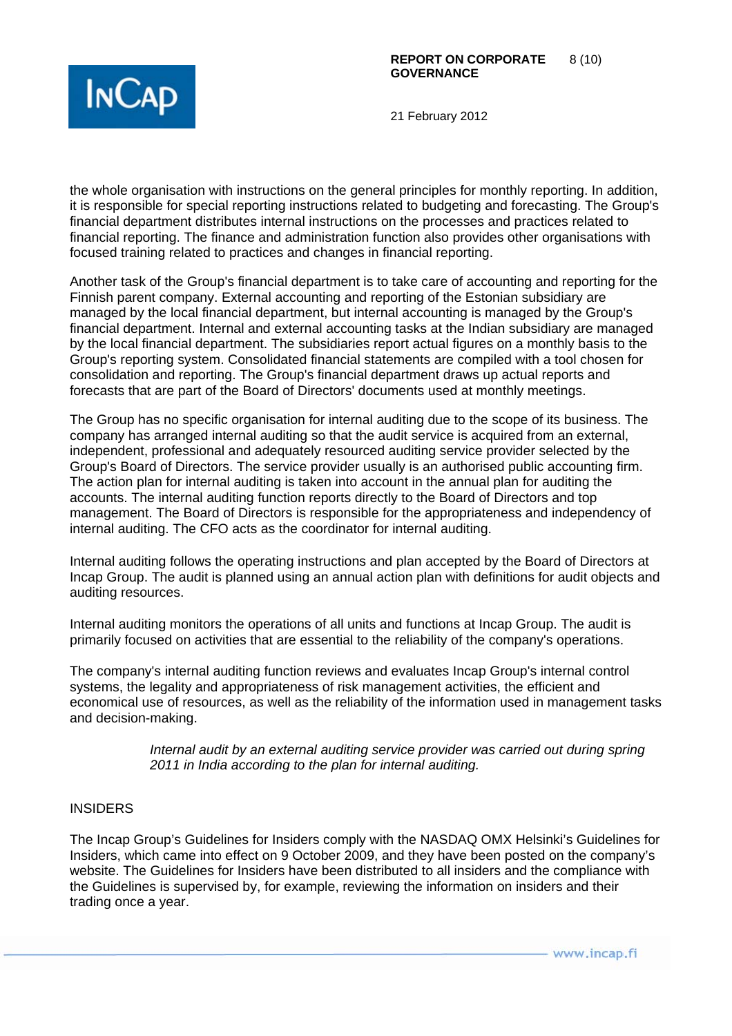the whole organisation with instructions on the general principles for monthly reporting. In addition, it is responsible for special reporting instructions related to budgeting and forecasting. The Group's financial department distributes internal instructions on the processes and practices related to financial reporting. The finance and administration function also provides other organisations with focused training related to practices and changes in financial reporting.

Another task of the Group's financial department is to take care of accounting and reporting for the Finnish parent company. External accounting and reporting of the Estonian subsidiary are managed by the local financial department, but internal accounting is managed by the Group's financial department. Internal and external accounting tasks at the Indian subsidiary are managed by the local financial department. The subsidiaries report actual figures on a monthly basis to the Group's reporting system. Consolidated financial statements are compiled with a tool chosen for consolidation and reporting. The Group's financial department draws up actual reports and forecasts that are part of the Board of Directors' documents used at monthly meetings.

The Group has no specific organisation for internal auditing due to the scope of its business. The company has arranged internal auditing so that the audit service is acquired from an external, independent, professional and adequately resourced auditing service provider selected by the Group's Board of Directors. The service provider usually is an authorised public accounting firm. The action plan for internal auditing is taken into account in the annual plan for auditing the accounts. The internal auditing function reports directly to the Board of Directors and top management. The Board of Directors is responsible for the appropriateness and independency of internal auditing. The CFO acts as the coordinator for internal auditing.

Internal auditing follows the operating instructions and plan accepted by the Board of Directors at Incap Group. The audit is planned using an annual action plan with definitions for audit objects and auditing resources.

Internal auditing monitors the operations of all units and functions at Incap Group. The audit is primarily focused on activities that are essential to the reliability of the company's operations.

The company's internal auditing function reviews and evaluates Incap Group's internal control systems, the legality and appropriateness of risk management activities, the efficient and economical use of resources, as well as the reliability of the information used in management tasks and decision-making.

> *Internal audit by an external auditing service provider was carried out during spring 2011 in India according to the plan for internal auditing.*

## INSIDERS

The Incap Group's Guidelines for Insiders comply with the NASDAQ OMX Helsinki's Guidelines for Insiders, which came into effect on 9 October 2009, and they have been posted on the company's website. The Guidelines for Insiders have been distributed to all insiders and the compliance with the Guidelines is supervised by, for example, reviewing the information on insiders and their trading once a year.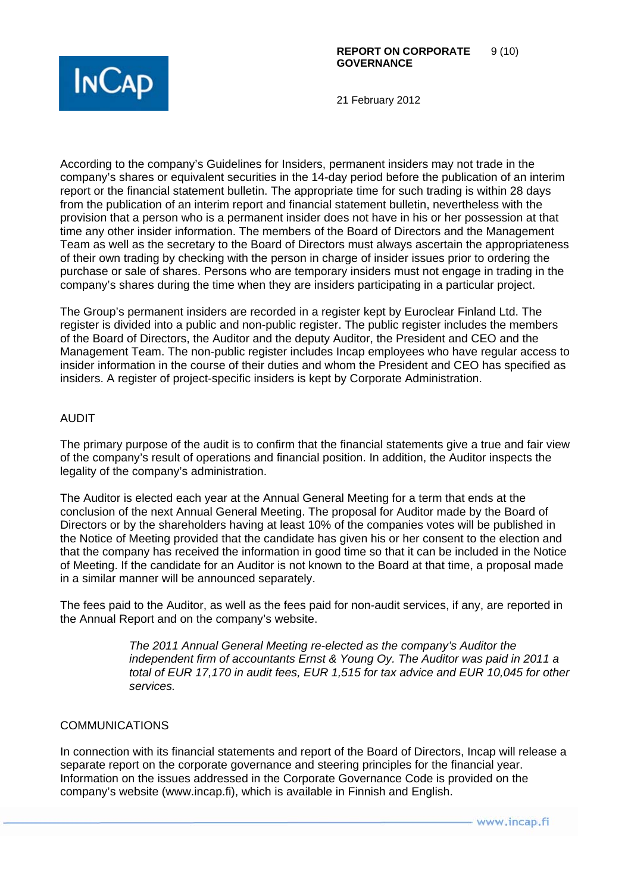According to the company's Guidelines for Insiders, permanent insiders may not trade in the company's shares or equivalent securities in the 14-day period before the publication of an interim report or the financial statement bulletin. The appropriate time for such trading is within 28 days from the publication of an interim report and financial statement bulletin, nevertheless with the provision that a person who is a permanent insider does not have in his or her possession at that time any other insider information. The members of the Board of Directors and the Management Team as well as the secretary to the Board of Directors must always ascertain the appropriateness of their own trading by checking with the person in charge of insider issues prior to ordering the purchase or sale of shares. Persons who are temporary insiders must not engage in trading in the company's shares during the time when they are insiders participating in a particular project.

The Group's permanent insiders are recorded in a register kept by Euroclear Finland Ltd. The register is divided into a public and non-public register. The public register includes the members of the Board of Directors, the Auditor and the deputy Auditor, the President and CEO and the Management Team. The non-public register includes Incap employees who have regular access to insider information in the course of their duties and whom the President and CEO has specified as insiders. A register of project-specific insiders is kept by Corporate Administration.

## AUDIT

The primary purpose of the audit is to confirm that the financial statements give a true and fair view of the company's result of operations and financial position. In addition, the Auditor inspects the legality of the company's administration.

The Auditor is elected each year at the Annual General Meeting for a term that ends at the conclusion of the next Annual General Meeting. The proposal for Auditor made by the Board of Directors or by the shareholders having at least 10% of the companies votes will be published in the Notice of Meeting provided that the candidate has given his or her consent to the election and that the company has received the information in good time so that it can be included in the Notice of Meeting. If the candidate for an Auditor is not known to the Board at that time, a proposal made in a similar manner will be announced separately.

The fees paid to the Auditor, as well as the fees paid for non-audit services, if any, are reported in the Annual Report and on the company's website.

> *The 2011 Annual General Meeting re-elected as the company's Auditor the independent firm of accountants Ernst & Young Oy. The Auditor was paid in 2011 a total of EUR 17,170 in audit fees, EUR 1,515 for tax advice and EUR 10,045 for other services.*

## COMMUNICATIONS

In connection with its financial statements and report of the Board of Directors, Incap will release a separate report on the corporate governance and steering principles for the financial year. Information on the issues addressed in the Corporate Governance Code is provided on the company's website (www.incap.fi), which is available in Finnish and English.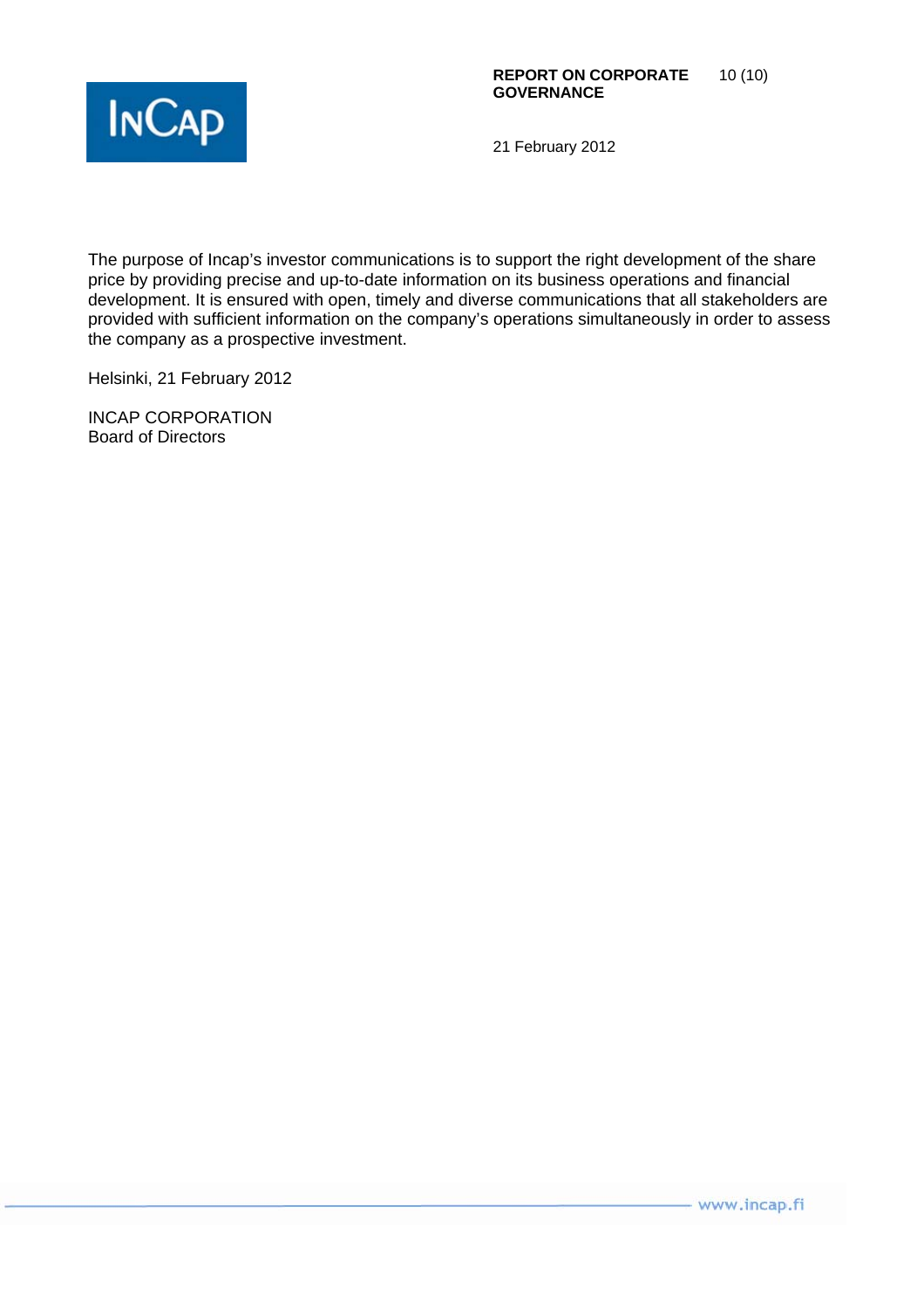The purpose of Incap's investor communications is to support the right development of the share price by providing precise and up-to-date information on its business operations and financial development. It is ensured with open, timely and diverse communications that all stakeholders are provided with sufficient information on the company's operations simultaneously in order to assess the company as a prospective investment.

Helsinki, 21 February 2012

INCAP CORPORATION
Board of Directors